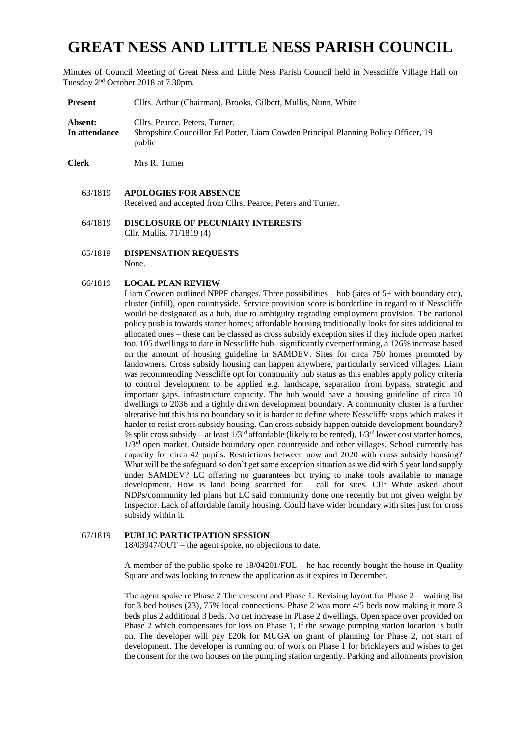# GREAT NESS AND LITTLE NESS PARISH COUNCIL

Minutes of Council Meeting of Great Ness and Little Ness Parish Council held in Nesscliffe Village Hall on Tuesday 2nd October 2018 at 7.30pm.

| | |
|---|---|
| **Present** | Cllrs. Arthur (Chairman), Brooks, Gilbert, Mullis, Nunn, White |
| **Absent:** | Cllrs. Pearce, Peters, Turner, |
| **In attendance** | Shropshire Councillor Ed Potter, Liam Cowden Principal Planning Policy Officer, 19 public |
| **Clerk** | Mrs R. Turner |

**63/1819 APOLOGIES FOR ABSENCE**

Received and accepted from Cllrs. Pearce, Peters and Turner.

**64/1819 DISCLOSURE OF PECUNIARY INTERESTS**

Cllr. Mullis, 71/1819 (4)

**65/1819 DISPENSATION REQUESTS**

None.

**66/1819 LOCAL PLAN REVIEW**

Liam Cowden outlined NPPF changes. Three possibilities – hub (sites of 5+ with boundary etc), cluster (infill), open countryside. Service provision score is borderline in regard to if Nesscliffe would be designated as a hub, due to ambiguity regrading employment provision. The national policy push is towards starter homes; affordable housing traditionally looks for sites additional to allocated ones – these can be classed as cross subsidy exception sites if they include open market too. 105 dwellings to date in Nesscliffe hub– significantly overperforming, a 126% increase based on the amount of housing guideline in SAMDEV. Sites for circa 750 homes promoted by landowners. Cross subsidy housing can happen anywhere, particularly serviced villages. Liam was recommending Nesscliffe opt for community hub status as this enables apply policy criteria to control development to be applied e.g. landscape, separation from bypass, strategic and important gaps, infrastructure capacity. The hub would have a housing guideline of circa 10 dwellings to 2036 and a tightly drawn development boundary. A community cluster is a further alterative but this has no boundary so it is harder to define where Nesscliffe stops which makes it harder to resist cross subsidy housing. Can cross subsidy happen outside development boundary? % split cross subsidy – at least 1/3rd affordable (likely to be rented), 1/3rd lower cost starter homes, 1/3rd open market. Outside boundary open countryside and other villages. School currently has capacity for circa 42 pupils. Restrictions between now and 2020 with cross subsidy housing? What will be the safeguard so don't get same exception situation as we did with 5 year land supply under SAMDEV? LC offering no guarantees but trying to make tools available to manage development. How is land being searched for – call for sites. Cllr White asked about NDPs/community led plans but LC said community done one recently but not given weight by Inspector. Lack of affordable family housing. Could have wider boundary with sites just for cross subsidy within it.

**67/1819 PUBLIC PARTICIPATION SESSION**

18/03947/OUT – the agent spoke, no objections to date.

A member of the public spoke re 18/04201/FUL – he had recently bought the house in Quality Square and was looking to renew the application as it expires in December.

The agent spoke re Phase 2 The crescent and Phase 1. Revising layout for Phase 2 – waiting list for 3 bed houses (23), 75% local connections. Phase 2 was more 4/5 beds now making it more 3 beds plus 2 additional 3 beds. No net increase in Phase 2 dwellings. Open space over provided on Phase 2 which compensates for loss on Phase 1, if the sewage pumping station location is built on. The developer will pay £20k for MUGA on grant of planning for Phase 2, not start of development. The developer is running out of work on Phase 1 for bricklayers and wishes to get the consent for the two houses on the pumping station urgently. Parking and allotments provision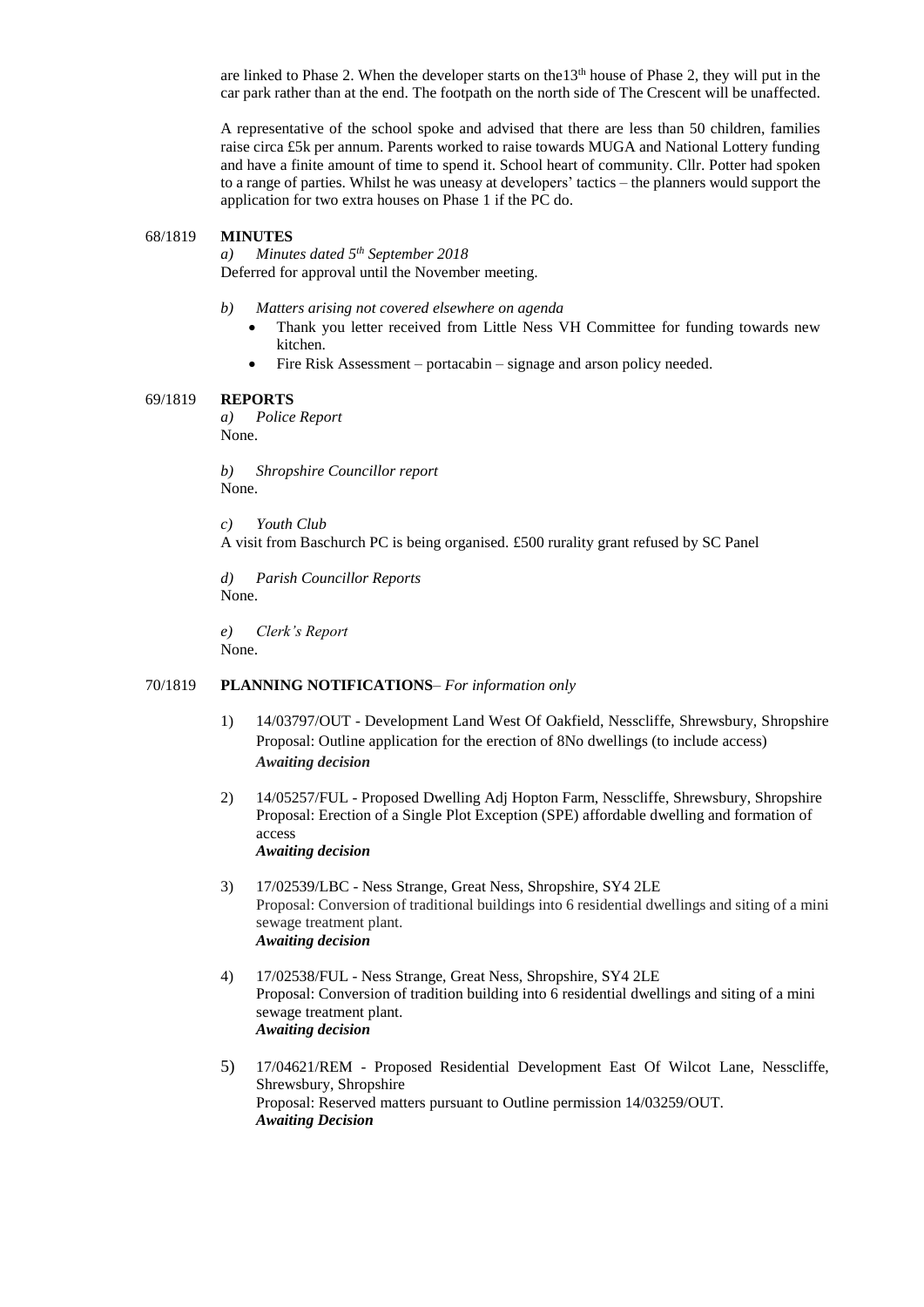are linked to Phase 2. When the developer starts on the13th house of Phase 2, they will put in the car park rather than at the end. The footpath on the north side of The Crescent will be unaffected.

A representative of the school spoke and advised that there are less than 50 children, families raise circa £5k per annum. Parents worked to raise towards MUGA and National Lottery funding and have a finite amount of time to spend it. School heart of community. Cllr. Potter had spoken to a range of parties. Whilst he was uneasy at developers' tactics – the planners would support the application for two extra houses on Phase 1 if the PC do.

68/1819 **MINUTES**

*a) Minutes dated 5th September 2018*

Deferred for approval until the November meeting.

*b) Matters arising not covered elsewhere on agenda*

- Thank you letter received from Little Ness VH Committee for funding towards new kitchen.
- Fire Risk Assessment – portacabin – signage and arson policy needed.

69/1819 **REPORTS**

*a) Police Report*

None.

*b) Shropshire Councillor report*

None.

*c) Youth Club*

A visit from Baschurch PC is being organised. £500 rurality grant refused by SC Panel

*d) Parish Councillor Reports*

None.

*e) Clerk's Report*

None.

70/1819 **PLANNING NOTIFICATIONS**– *For information only*

1) 14/03797/OUT - Development Land West Of Oakfield, Nesscliffe, Shrewsbury, Shropshire
Proposal: Outline application for the erection of 8No dwellings (to include access)
***Awaiting decision***

2) 14/05257/FUL - Proposed Dwelling Adj Hopton Farm, Nesscliffe, Shrewsbury, Shropshire
Proposal: Erection of a Single Plot Exception (SPE) affordable dwelling and formation of access
***Awaiting decision***

3) 17/02539/LBC - Ness Strange, Great Ness, Shropshire, SY4 2LE
Proposal: Conversion of traditional buildings into 6 residential dwellings and siting of a mini sewage treatment plant.
***Awaiting decision***

4) 17/02538/FUL - Ness Strange, Great Ness, Shropshire, SY4 2LE
Proposal: Conversion of tradition building into 6 residential dwellings and siting of a mini sewage treatment plant.
***Awaiting decision***

5) 17/04621/REM - Proposed Residential Development East Of Wilcot Lane, Nesscliffe, Shrewsbury, Shropshire
Proposal: Reserved matters pursuant to Outline permission 14/03259/OUT.
***Awaiting Decision***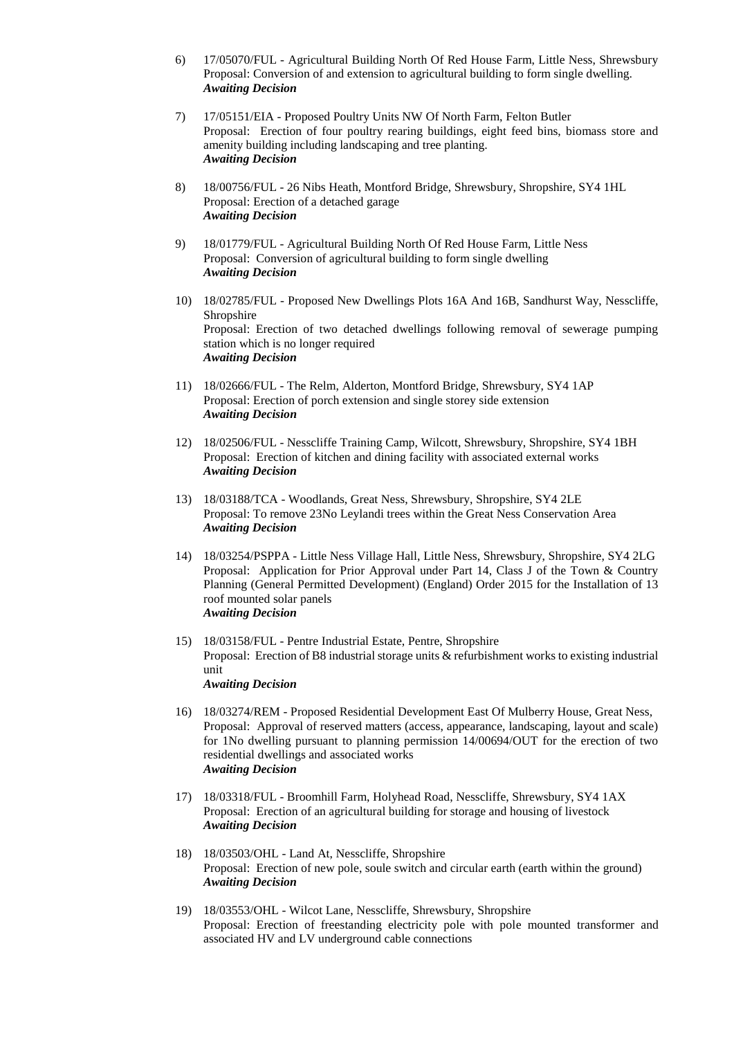6) 17/05070/FUL - Agricultural Building North Of Red House Farm, Little Ness, Shrewsbury
   Proposal: Conversion of and extension to agricultural building to form single dwelling.
   ***Awaiting Decision***

7) 17/05151/EIA - Proposed Poultry Units NW Of North Farm, Felton Butler
   Proposal: Erection of four poultry rearing buildings, eight feed bins, biomass store and amenity building including landscaping and tree planting.
   ***Awaiting Decision***

8) 18/00756/FUL - 26 Nibs Heath, Montford Bridge, Shrewsbury, Shropshire, SY4 1HL
   Proposal: Erection of a detached garage
   ***Awaiting Decision***

9) 18/01779/FUL - Agricultural Building North Of Red House Farm, Little Ness
   Proposal: Conversion of agricultural building to form single dwelling
   ***Awaiting Decision***

10) 18/02785/FUL - Proposed New Dwellings Plots 16A And 16B, Sandhurst Way, Nesscliffe, Shropshire
    Proposal: Erection of two detached dwellings following removal of sewerage pumping station which is no longer required
    ***Awaiting Decision***

11) 18/02666/FUL - The Relm, Alderton, Montford Bridge, Shrewsbury, SY4 1AP
    Proposal: Erection of porch extension and single storey side extension
    ***Awaiting Decision***

12) 18/02506/FUL - Nesscliffe Training Camp, Wilcott, Shrewsbury, Shropshire, SY4 1BH
    Proposal: Erection of kitchen and dining facility with associated external works
    ***Awaiting Decision***

13) 18/03188/TCA - Woodlands, Great Ness, Shrewsbury, Shropshire, SY4 2LE
    Proposal: To remove 23No Leylandi trees within the Great Ness Conservation Area
    ***Awaiting Decision***

14) 18/03254/PSPPA - Little Ness Village Hall, Little Ness, Shrewsbury, Shropshire, SY4 2LG
    Proposal: Application for Prior Approval under Part 14, Class J of the Town & Country Planning (General Permitted Development) (England) Order 2015 for the Installation of 13 roof mounted solar panels
    ***Awaiting Decision***

15) 18/03158/FUL - Pentre Industrial Estate, Pentre, Shropshire
    Proposal: Erection of B8 industrial storage units & refurbishment works to existing industrial unit
    ***Awaiting Decision***

16) 18/03274/REM - Proposed Residential Development East Of Mulberry House, Great Ness,
    Proposal: Approval of reserved matters (access, appearance, landscaping, layout and scale) for 1No dwelling pursuant to planning permission 14/00694/OUT for the erection of two residential dwellings and associated works
    ***Awaiting Decision***

17) 18/03318/FUL - Broomhill Farm, Holyhead Road, Nesscliffe, Shrewsbury, SY4 1AX
    Proposal: Erection of an agricultural building for storage and housing of livestock
    ***Awaiting Decision***

18) 18/03503/OHL - Land At, Nesscliffe, Shropshire
    Proposal: Erection of new pole, soule switch and circular earth (earth within the ground)
    ***Awaiting Decision***

19) 18/03553/OHL - Wilcot Lane, Nesscliffe, Shrewsbury, Shropshire
    Proposal: Erection of freestanding electricity pole with pole mounted transformer and associated HV and LV underground cable connections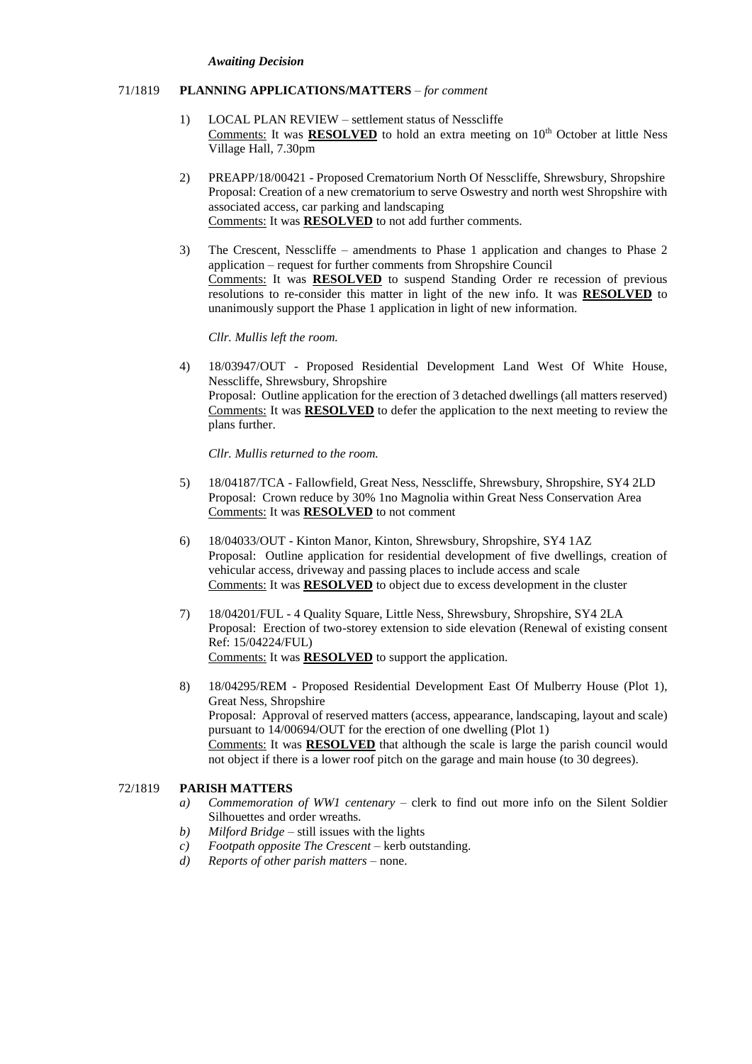*Awaiting Decision*

71/1819 **PLANNING APPLICATIONS/MATTERS** – *for comment*

1) LOCAL PLAN REVIEW – settlement status of Nesscliffe
   Comments: It was **RESOLVED** to hold an extra meeting on 10th October at little Ness Village Hall, 7.30pm

2) PREAPP/18/00421 - Proposed Crematorium North Of Nesscliffe, Shrewsbury, Shropshire
   Proposal: Creation of a new crematorium to serve Oswestry and north west Shropshire with associated access, car parking and landscaping
   Comments: It was **RESOLVED** to not add further comments.

3) The Crescent, Nesscliffe – amendments to Phase 1 application and changes to Phase 2 application – request for further comments from Shropshire Council
   Comments: It was **RESOLVED** to suspend Standing Order re recession of previous resolutions to re-consider this matter in light of the new info. It was **RESOLVED** to unanimously support the Phase 1 application in light of new information.

   *Cllr. Mullis left the room.*

4) 18/03947/OUT - Proposed Residential Development Land West Of White House, Nesscliffe, Shrewsbury, Shropshire
   Proposal: Outline application for the erection of 3 detached dwellings (all matters reserved)
   Comments: It was **RESOLVED** to defer the application to the next meeting to review the plans further.

   *Cllr. Mullis returned to the room.*

5) 18/04187/TCA - Fallowfield, Great Ness, Nesscliffe, Shrewsbury, Shropshire, SY4 2LD
   Proposal: Crown reduce by 30% 1no Magnolia within Great Ness Conservation Area
   Comments: It was **RESOLVED** to not comment

6) 18/04033/OUT - Kinton Manor, Kinton, Shrewsbury, Shropshire, SY4 1AZ
   Proposal: Outline application for residential development of five dwellings, creation of vehicular access, driveway and passing places to include access and scale
   Comments: It was **RESOLVED** to object due to excess development in the cluster

7) 18/04201/FUL - 4 Quality Square, Little Ness, Shrewsbury, Shropshire, SY4 2LA
   Proposal: Erection of two-storey extension to side elevation (Renewal of existing consent Ref: 15/04224/FUL)
   Comments: It was **RESOLVED** to support the application.

8) 18/04295/REM - Proposed Residential Development East Of Mulberry House (Plot 1), Great Ness, Shropshire
   Proposal: Approval of reserved matters (access, appearance, landscaping, layout and scale) pursuant to 14/00694/OUT for the erection of one dwelling (Plot 1)
   Comments: It was **RESOLVED** that although the scale is large the parish council would not object if there is a lower roof pitch on the garage and main house (to 30 degrees).

72/1819 **PARISH MATTERS**

a) *Commemoration of WW1 centenary* – clerk to find out more info on the Silent Soldier Silhouettes and order wreaths.
b) *Milford Bridge* – still issues with the lights
c) *Footpath opposite The Crescent* – kerb outstanding.
d) *Reports of other parish matters* – none.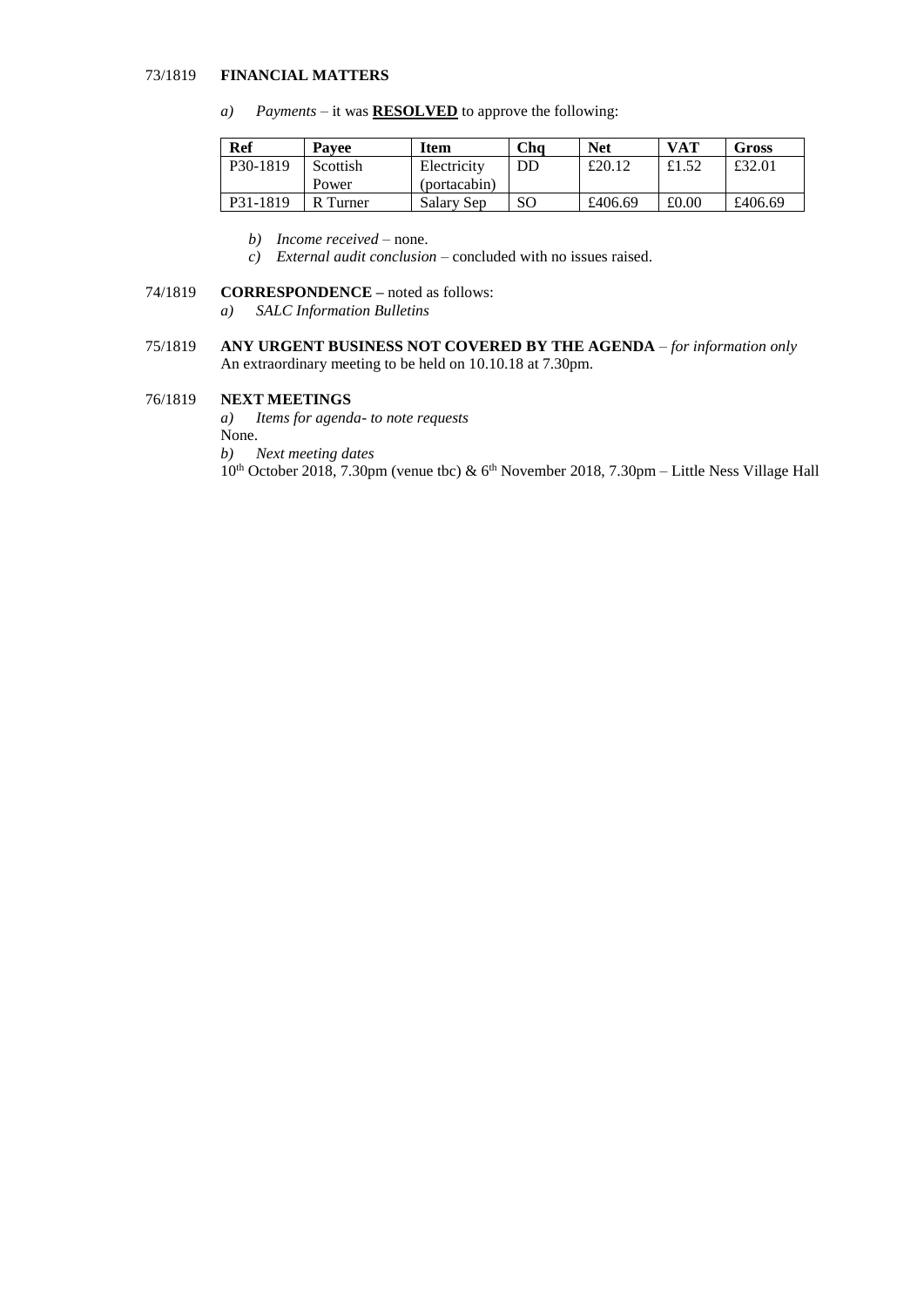73/1819 **FINANCIAL MATTERS**

*a) Payments* – it was **RESOLVED** to approve the following:

| Ref | Payee | Item | Chq | Net | VAT | Gross |
|---|---|---|---|---|---|---|
| P30-1819 | Scottish Power | Electricity (portacabin) | DD | £20.12 | £1.52 | £32.01 |
| P31-1819 | R Turner | Salary Sep | SO | £406.69 | £0.00 | £406.69 |

*b) Income received* – none.

*c) External audit conclusion* – concluded with no issues raised.

74/1819 **CORRESPONDENCE –** noted as follows:

*a) SALC Information Bulletins*

75/1819 **ANY URGENT BUSINESS NOT COVERED BY THE AGENDA** – *for information only*

An extraordinary meeting to be held on 10.10.18 at 7.30pm.

76/1819 **NEXT MEETINGS**

*a) Items for agenda- to note requests*

None.

*b) Next meeting dates*

10th October 2018, 7.30pm (venue tbc) & 6th November 2018, 7.30pm – Little Ness Village Hall